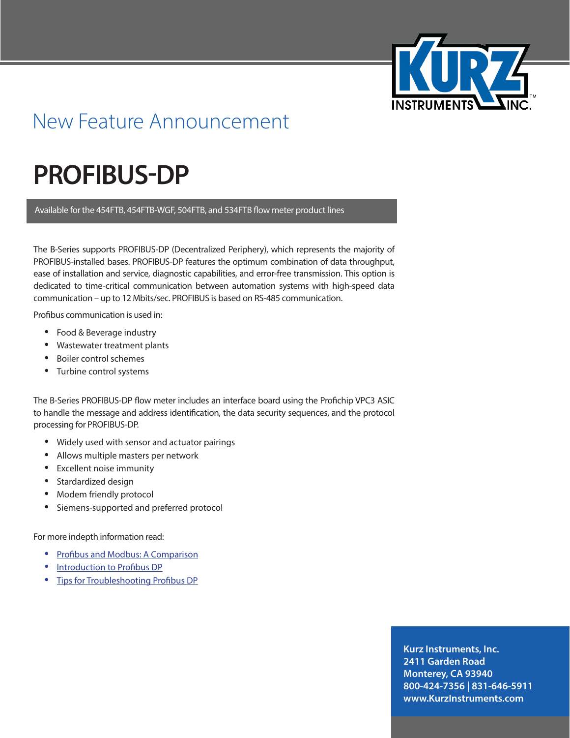New Feature Announcement

# PROFIBUS-DP

Available for the 454FTB, 454FTB-WGF, 504FTB, and 534FTB flow meter product lines

The B-Series supports PROFIBUS-DP (Decentralized Periphery), which represents the majority of PROFIBUS-installed bases. PROFIBUS-DP features the optimum combination of data throughput, ease of installation and service, diagnostic capabilities, and error-free transmission. This option is dedicated to time-critical communication between automation systems with high-speed data communication – up to 12 Mbits/sec. PROFIBUS is based on RS-485 communication.

Profibus communication is used in:

- Food & Beverage industry
- Wastewater treatment plants
- Boiler control schemes
- Turbine control systems

The B-Series PROFIBUS-DP flow meter includes an interface board using the Profichip VPC3 ASIC to handle the message and address identification, the data security sequences, and the protocol processing for PROFIBUS-DP.

- Widely used with sensor and actuator pairings
- Allows multiple masters per network
- Excellent noise immunity
- Stardardized design
- Modem friendly protocol
- Siemens-supported and preferred protocol

For more indepth information read:

- Profibus and Modbus: A Comparison
- Introduction to Profibus DP
- Tips for Troubleshooting Profibus DP

**Kurz Instruments, Inc.**
**2411 Garden Road**
**Monterey, CA 93940**
**800-424-7356 | 831-646-5911**
**www.KurzInstruments.com**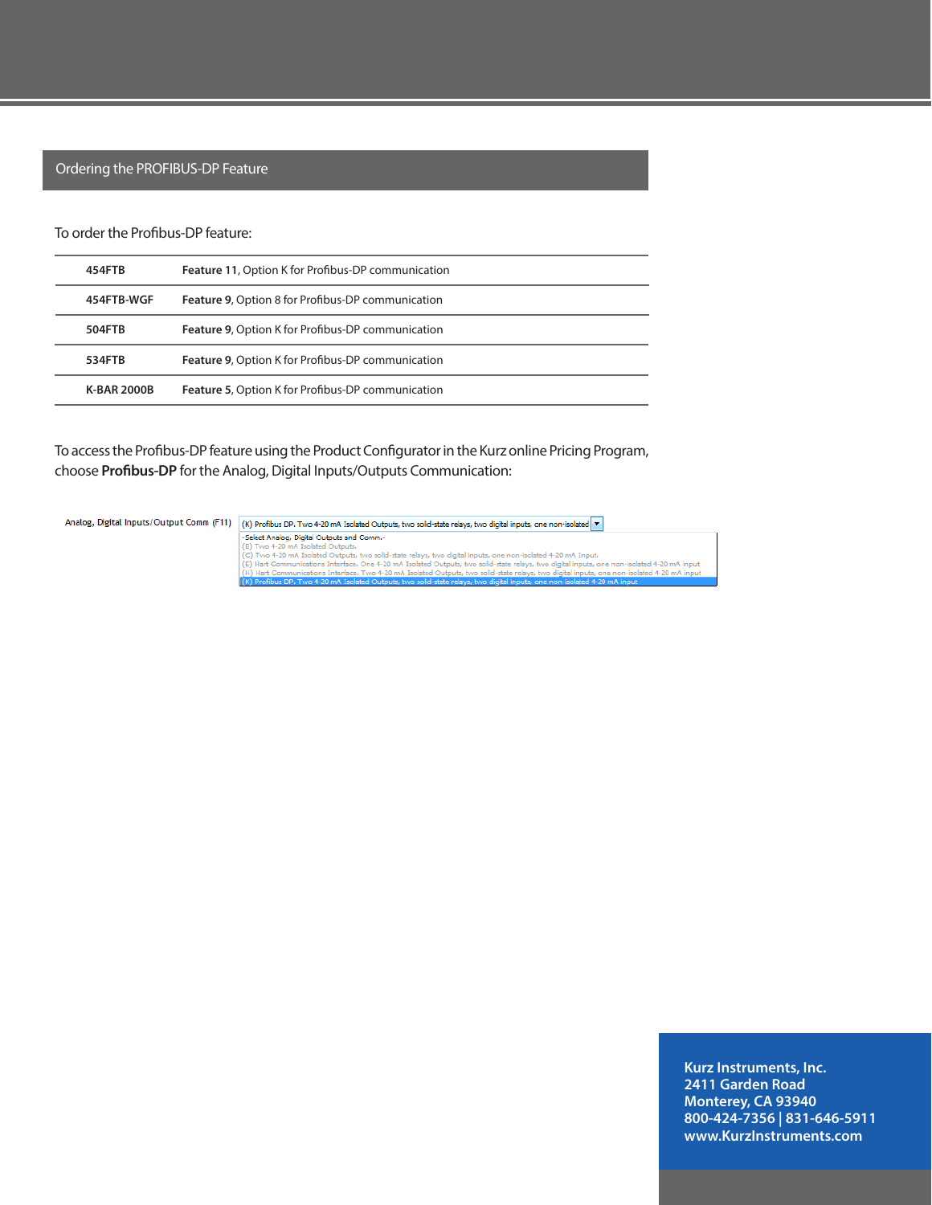## Ordering the PROFIBUS-DP Feature

To order the Profibus-DP feature:

| | |
|---|---|
| **454FTB** | **Feature 11**, Option K for Profibus-DP communication |
| **454FTB-WGF** | **Feature 9**, Option 8 for Profibus-DP communication |
| **504FTB** | **Feature 9**, Option K for Profibus-DP communication |
| **534FTB** | **Feature 9**, Option K for Profibus-DP communication |
| **K-BAR 2000B** | **Feature 5**, Option K for Profibus-DP communication |

To access the Profibus-DP feature using the Product Configurator in the Kurz online Pricing Program, choose **Profibus-DP** for the Analog, Digital Inputs/Outputs Communication:

Analog, Digital Inputs/Output Comm (F11)

(K) Profibus DP. Two 4-20 mA Isolated Outputs, two solid-state relays, two digital inputs, one non-isolated

-Select Analog, Digital Outputs and Comm.-
(B) Two 4-20 mA Isolated Outputs.
(C) Two 4-20 mA Isolated Outputs, two solid-state relays, two digital inputs, one non-isolated 4-20 mA Input.
(E) Hart Communications Interface. One 4-20 mA Isolated Outputs, two solid-state relays, two digital inputs, one non-isolated 4-20 mA input
(H) Hart Communications Interface. Two 4-20 mA Isolated Outputs, two solid-state relays, two digital inputs, one non-isolated 4-20 mA input
(K) Profibus DP. Two 4-20 mA Isolated Outputs, two solid-state relays, two digital inputs, one non-isolated 4-20 mA input

**Kurz Instruments, Inc.**
**2411 Garden Road**
**Monterey, CA 93940**
**800-424-7356 | 831-646-5911**
**www.KurzInstruments.com**